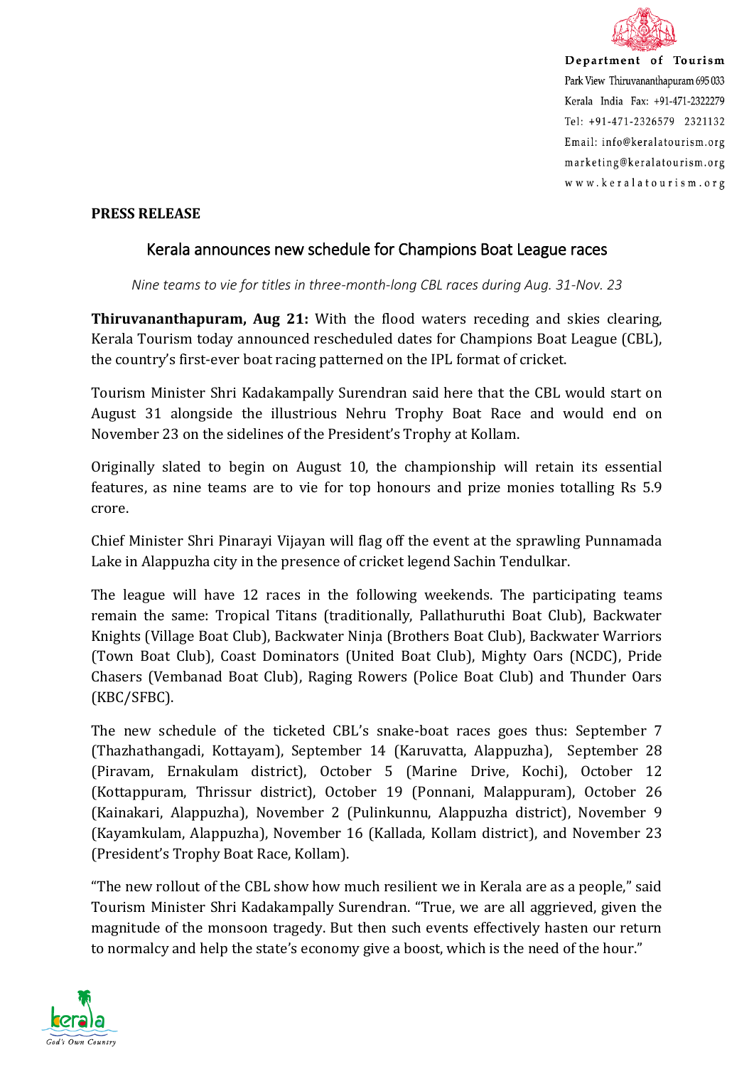Department of Tourism
Park View Thiruvananthapuram 695 033
Kerala India Fax: +91-471-2322279
Tel: +91-471-2326579 2321132
Email: info@keralatourism.org
marketing@keralatourism.org
www.keralatourism.org

**PRESS RELEASE**

# Kerala announces new schedule for Champions Boat League races

*Nine teams to vie for titles in three-month-long CBL races during Aug. 31-Nov. 23*

**Thiruvananthapuram, Aug 21:** With the flood waters receding and skies clearing, Kerala Tourism today announced rescheduled dates for Champions Boat League (CBL), the country's first-ever boat racing patterned on the IPL format of cricket.

Tourism Minister Shri Kadakampally Surendran said here that the CBL would start on August 31 alongside the illustrious Nehru Trophy Boat Race and would end on November 23 on the sidelines of the President's Trophy at Kollam.

Originally slated to begin on August 10, the championship will retain its essential features, as nine teams are to vie for top honours and prize monies totalling Rs 5.9 crore.

Chief Minister Shri Pinarayi Vijayan will flag off the event at the sprawling Punnamada Lake in Alappuzha city in the presence of cricket legend Sachin Tendulkar.

The league will have 12 races in the following weekends. The participating teams remain the same: Tropical Titans (traditionally, Pallathuruthi Boat Club), Backwater Knights (Village Boat Club), Backwater Ninja (Brothers Boat Club), Backwater Warriors (Town Boat Club), Coast Dominators (United Boat Club), Mighty Oars (NCDC), Pride Chasers (Vembanad Boat Club), Raging Rowers (Police Boat Club) and Thunder Oars (KBC/SFBC).

The new schedule of the ticketed CBL's snake-boat races goes thus: September 7 (Thazhathangadi, Kottayam), September 14 (Karuvatta, Alappuzha), September 28 (Piravam, Ernakulam district), October 5 (Marine Drive, Kochi), October 12 (Kottappuram, Thrissur district), October 19 (Ponnani, Malappuram), October 26 (Kainakari, Alappuzha), November 2 (Pulinkunnu, Alappuzha district), November 9 (Kayamkulam, Alappuzha), November 16 (Kallada, Kollam district), and November 23 (President's Trophy Boat Race, Kollam).

"The new rollout of the CBL show how much resilient we in Kerala are as a people," said Tourism Minister Shri Kadakampally Surendran. "True, we are all aggrieved, given the magnitude of the monsoon tragedy. But then such events effectively hasten our return to normalcy and help the state's economy give a boost, which is the need of the hour."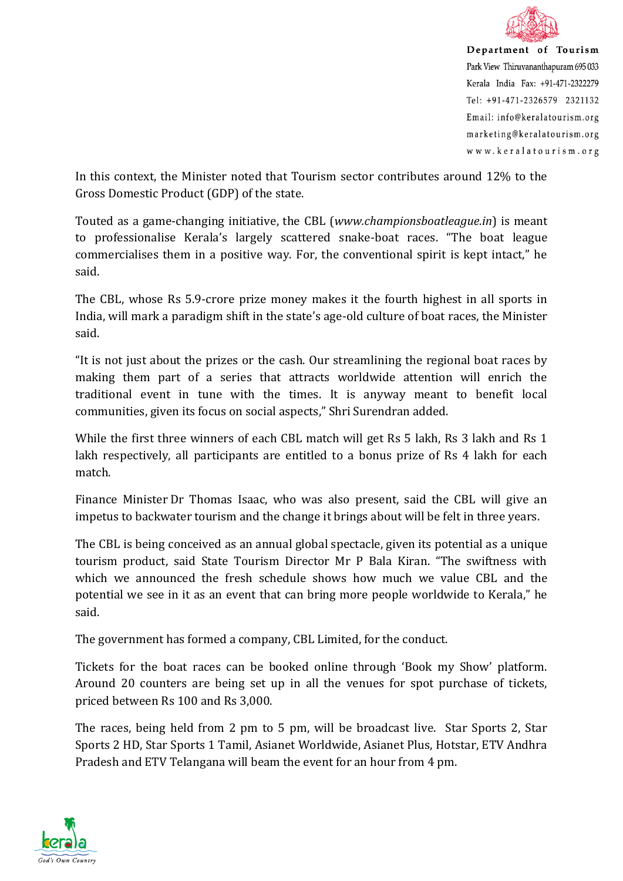In this context, the Minister noted that Tourism sector contributes around 12% to the Gross Domestic Product (GDP) of the state.

Touted as a game-changing initiative, the CBL (*www.championsboatleague.in*) is meant to professionalise Kerala's largely scattered snake-boat races. "The boat league commercialises them in a positive way. For, the conventional spirit is kept intact," he said.

The CBL, whose Rs 5.9-crore prize money makes it the fourth highest in all sports in India, will mark a paradigm shift in the state's age-old culture of boat races, the Minister said.

"It is not just about the prizes or the cash. Our streamlining the regional boat races by making them part of a series that attracts worldwide attention will enrich the traditional event in tune with the times. It is anyway meant to benefit local communities, given its focus on social aspects," Shri Surendran added.

While the first three winners of each CBL match will get Rs 5 lakh, Rs 3 lakh and Rs 1 lakh respectively, all participants are entitled to a bonus prize of Rs 4 lakh for each match.

Finance Minister Dr Thomas Isaac, who was also present, said the CBL will give an impetus to backwater tourism and the change it brings about will be felt in three years.

The CBL is being conceived as an annual global spectacle, given its potential as a unique tourism product, said State Tourism Director Mr P Bala Kiran. "The swiftness with which we announced the fresh schedule shows how much we value CBL and the potential we see in it as an event that can bring more people worldwide to Kerala," he said.

The government has formed a company, CBL Limited, for the conduct.

Tickets for the boat races can be booked online through 'Book my Show' platform. Around 20 counters are being set up in all the venues for spot purchase of tickets, priced between Rs 100 and Rs 3,000.

The races, being held from 2 pm to 5 pm, will be broadcast live. Star Sports 2, Star Sports 2 HD, Star Sports 1 Tamil, Asianet Worldwide, Asianet Plus, Hotstar, ETV Andhra Pradesh and ETV Telangana will beam the event for an hour from 4 pm.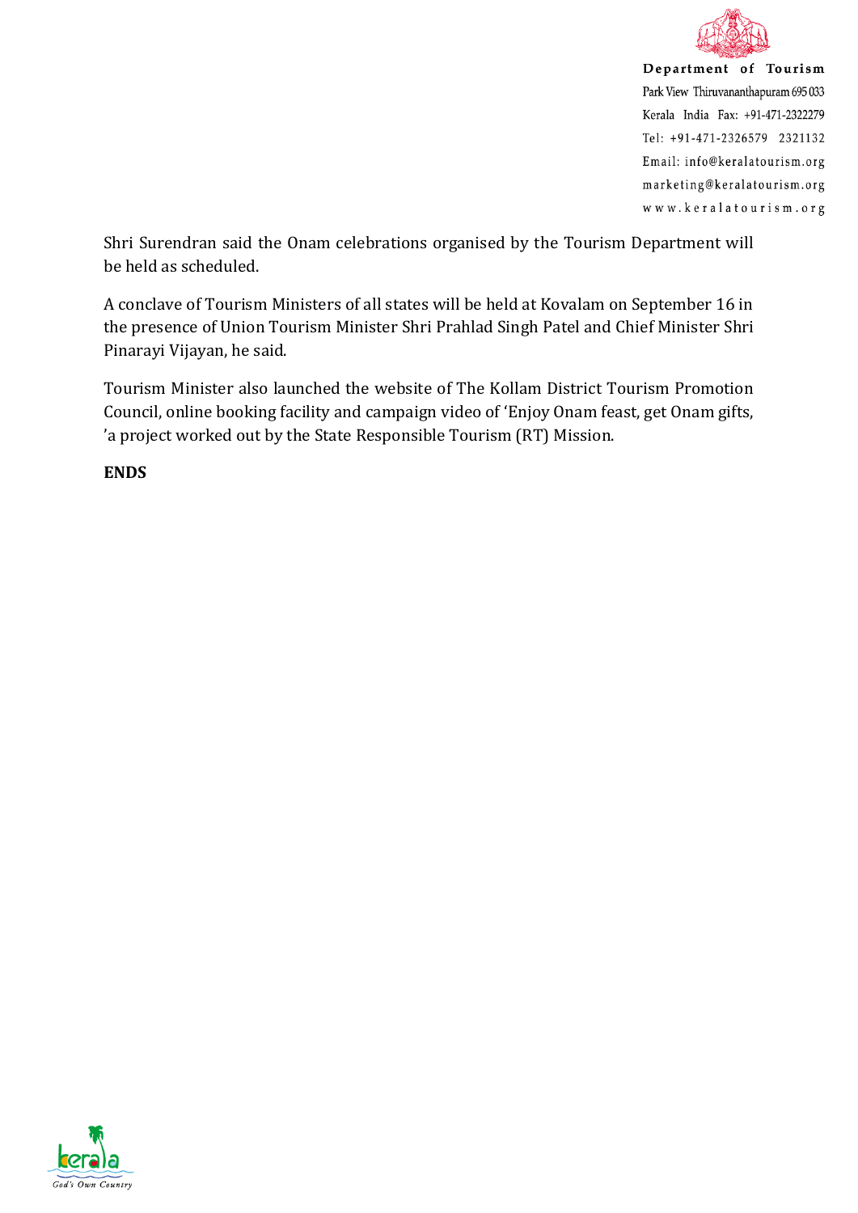Shri Surendran said the Onam celebrations organised by the Tourism Department will be held as scheduled.

A conclave of Tourism Ministers of all states will be held at Kovalam on September 16 in the presence of Union Tourism Minister Shri Prahlad Singh Patel and Chief Minister Shri Pinarayi Vijayan, he said.

Tourism Minister also launched the website of The Kollam District Tourism Promotion Council, online booking facility and campaign video of 'Enjoy Onam feast, get Onam gifts, 'a project worked out by the State Responsible Tourism (RT) Mission.

**ENDS**